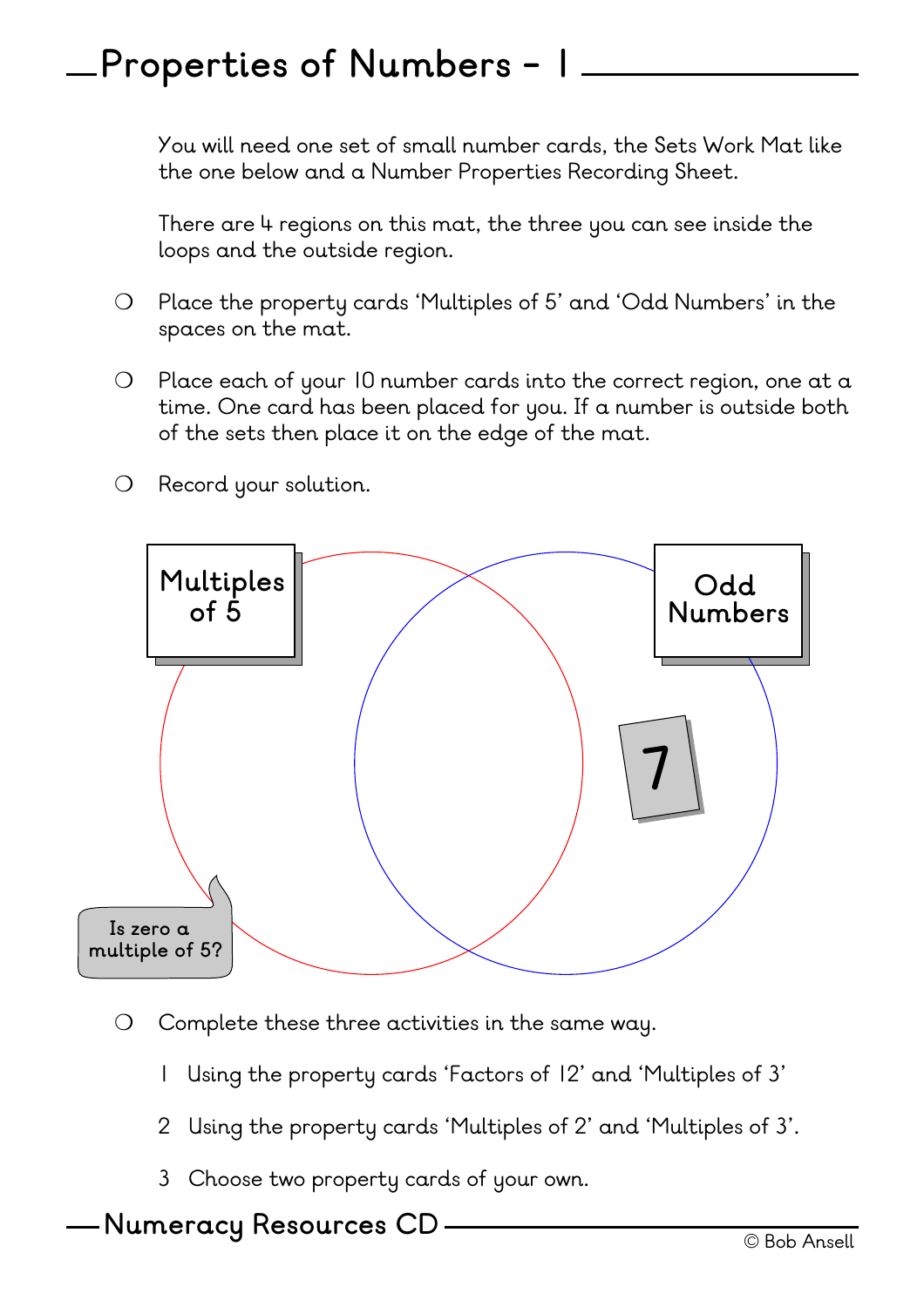# Properties of Numbers - 1

You will need one set of small number cards, the Sets Work Mat like the one below and a Number Properties Recording Sheet.

There are 4 regions on this mat, the three you can see inside the loops and the outside region.

- Place the property cards 'Multiples of 5' and 'Odd Numbers' in the spaces on the mat.
- Place each of your 10 number cards into the correct region, one at a time. One card has been placed for you. If a number is outside both of the sets then place it on the edge of the mat.
- Record your solution.

Multiples of 5

Odd Numbers

7

Is zero a multiple of 5?

- Complete these three activities in the same way.

  1 Using the property cards 'Factors of 12' and 'Multiples of 3'

  2 Using the property cards 'Multiples of 2' and 'Multiples of 3'.

  3 Choose two property cards of your own.

Numeracy Resources CD

© Bob Ansell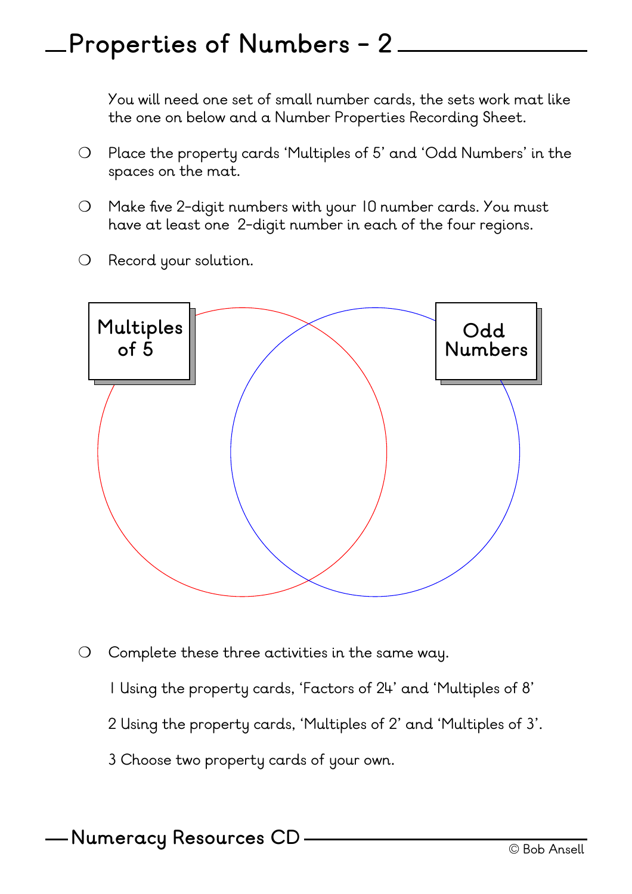# Properties of Numbers - 2

You will need one set of small number cards, the sets work mat like the one on below and a Number Properties Recording Sheet.

- Place the property cards 'Multiples of 5' and 'Odd Numbers' in the spaces on the mat.
- Make five 2-digit numbers with your 10 number cards. You must have at least one 2-digit number in each of the four regions.
- Record your solution.

Multiples of 5

Odd Numbers

- Complete these three activities in the same way.

  1 Using the property cards, 'Factors of 24' and 'Multiples of 8'

  2 Using the property cards, 'Multiples of 2' and 'Multiples of 3'.

  3 Choose two property cards of your own.

Numeracy Resources CD

© Bob Ansell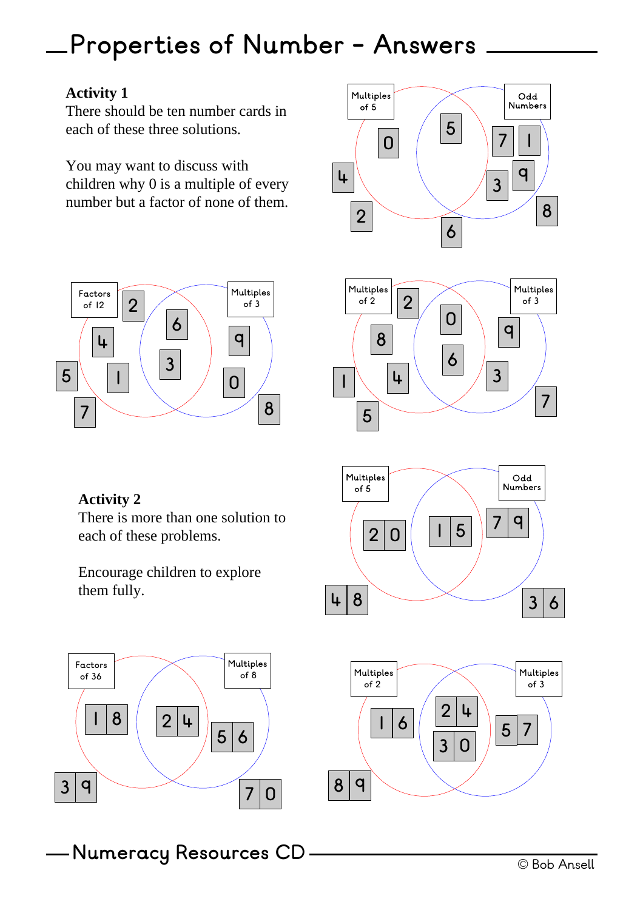# Properties of Number - Answers

**Activity 1**
There should be ten number cards in each of these three solutions.

You may want to discuss with children why 0 is a multiple of every number but a factor of none of them.

Multiples of 5

Odd Numbers

0

5

7 1

4

3 9

2

8

6

Factors of 12

Multiples of 3

2

6

4

3

9

5

1

0

7

8

Multiples of 2

Multiples of 3

2

0

8

9

6

4

3

1

5

7

**Activity 2**
There is more than one solution to each of these problems.

Encourage children to explore them fully.

Multiples of 5

Odd Numbers

20

15

79

48

36

Factors of 36

Multiples of 8

18

24

56

39

70

Multiples of 2

Multiples of 3

24

16

30

57

89

## Numeracy Resources CD

© Bob Ansell